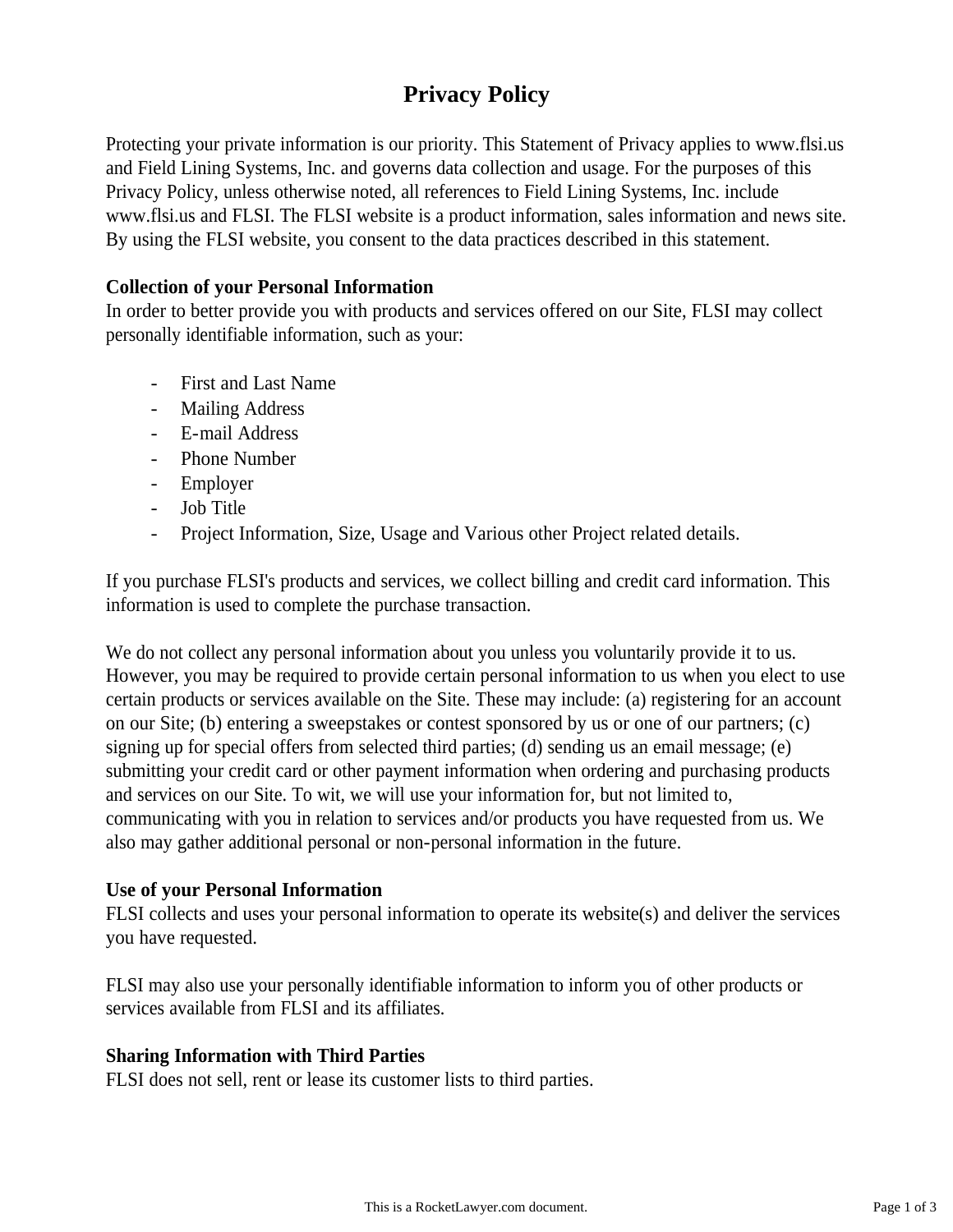# Privacy Policy

Protecting your private information is our priority. This Statement of Privacy applies to www.flsi.us and Field Lining Systems, Inc. and governs data collection and usage. For the purposes of this Privacy Policy, unless otherwise noted, all references to Field Lining Systems, Inc. include www.flsi.us and FLSI. The FLSI website is a product information, sales information and news site. By using the FLSI website, you consent to the data practices described in this statement.

**Collection of your Personal Information**
In order to better provide you with products and services offered on our Site, FLSI may collect personally identifiable information, such as your:

- First and Last Name
- Mailing Address
- E-mail Address
- Phone Number
- Employer
- Job Title
- Project Information, Size, Usage and Various other Project related details.

If you purchase FLSI's products and services, we collect billing and credit card information. This information is used to complete the purchase transaction.

We do not collect any personal information about you unless you voluntarily provide it to us. However, you may be required to provide certain personal information to us when you elect to use certain products or services available on the Site. These may include: (a) registering for an account on our Site; (b) entering a sweepstakes or contest sponsored by us or one of our partners; (c) signing up for special offers from selected third parties; (d) sending us an email message; (e) submitting your credit card or other payment information when ordering and purchasing products and services on our Site. To wit, we will use your information for, but not limited to, communicating with you in relation to services and/or products you have requested from us. We also may gather additional personal or non-personal information in the future.

**Use of your Personal Information**
FLSI collects and uses your personal information to operate its website(s) and deliver the services you have requested.

FLSI may also use your personally identifiable information to inform you of other products or services available from FLSI and its affiliates.

**Sharing Information with Third Parties**
FLSI does not sell, rent or lease its customer lists to third parties.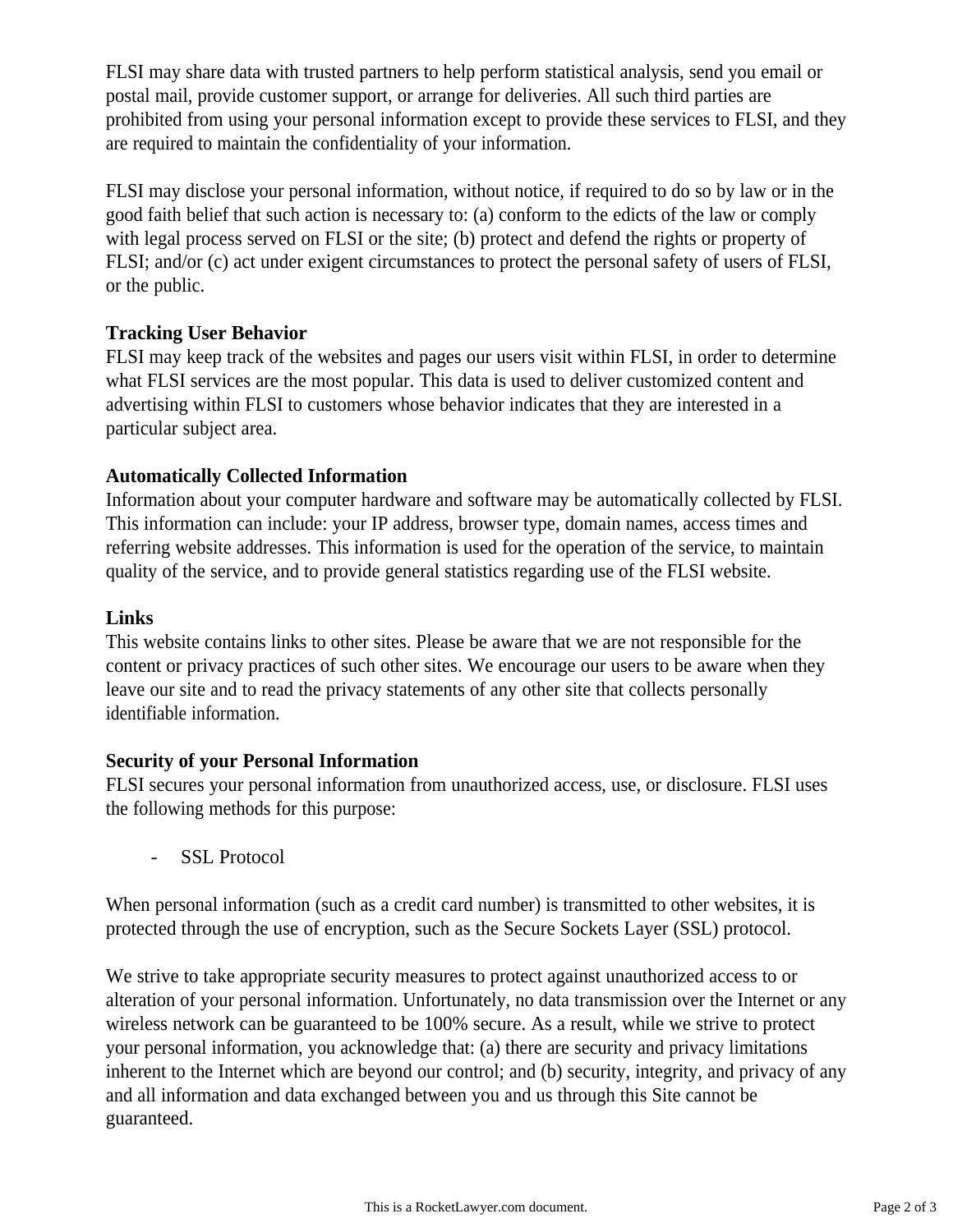FLSI may share data with trusted partners to help perform statistical analysis, send you email or postal mail, provide customer support, or arrange for deliveries. All such third parties are prohibited from using your personal information except to provide these services to FLSI, and they are required to maintain the confidentiality of your information.

FLSI may disclose your personal information, without notice, if required to do so by law or in the good faith belief that such action is necessary to: (a) conform to the edicts of the law or comply with legal process served on FLSI or the site; (b) protect and defend the rights or property of FLSI; and/or (c) act under exigent circumstances to protect the personal safety of users of FLSI, or the public.

**Tracking User Behavior**

FLSI may keep track of the websites and pages our users visit within FLSI, in order to determine what FLSI services are the most popular. This data is used to deliver customized content and advertising within FLSI to customers whose behavior indicates that they are interested in a particular subject area.

**Automatically Collected Information**

Information about your computer hardware and software may be automatically collected by FLSI. This information can include: your IP address, browser type, domain names, access times and referring website addresses. This information is used for the operation of the service, to maintain quality of the service, and to provide general statistics regarding use of the FLSI website.

**Links**

This website contains links to other sites. Please be aware that we are not responsible for the content or privacy practices of such other sites. We encourage our users to be aware when they leave our site and to read the privacy statements of any other site that collects personally identifiable information.

**Security of your Personal Information**

FLSI secures your personal information from unauthorized access, use, or disclosure. FLSI uses the following methods for this purpose:

- SSL Protocol

When personal information (such as a credit card number) is transmitted to other websites, it is protected through the use of encryption, such as the Secure Sockets Layer (SSL) protocol.

We strive to take appropriate security measures to protect against unauthorized access to or alteration of your personal information. Unfortunately, no data transmission over the Internet or any wireless network can be guaranteed to be 100% secure. As a result, while we strive to protect your personal information, you acknowledge that: (a) there are security and privacy limitations inherent to the Internet which are beyond our control; and (b) security, integrity, and privacy of any and all information and data exchanged between you and us through this Site cannot be guaranteed.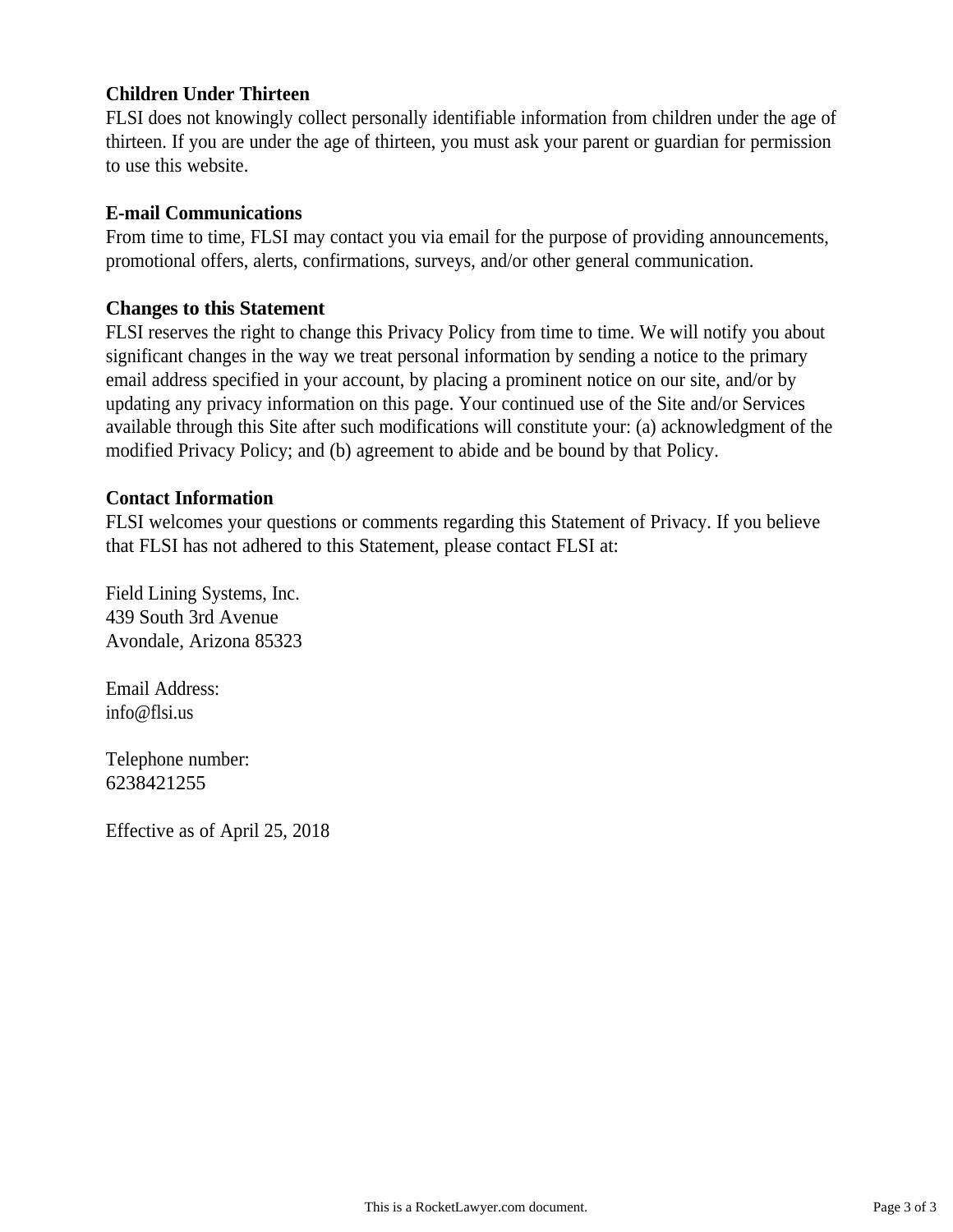**Children Under Thirteen**
FLSI does not knowingly collect personally identifiable information from children under the age of thirteen. If you are under the age of thirteen, you must ask your parent or guardian for permission to use this website.

**E-mail Communications**
From time to time, FLSI may contact you via email for the purpose of providing announcements, promotional offers, alerts, confirmations, surveys, and/or other general communication.

**Changes to this Statement**
FLSI reserves the right to change this Privacy Policy from time to time. We will notify you about significant changes in the way we treat personal information by sending a notice to the primary email address specified in your account, by placing a prominent notice on our site, and/or by updating any privacy information on this page. Your continued use of the Site and/or Services available through this Site after such modifications will constitute your: (a) acknowledgment of the modified Privacy Policy; and (b) agreement to abide and be bound by that Policy.

**Contact Information**
FLSI welcomes your questions or comments regarding this Statement of Privacy. If you believe that FLSI has not adhered to this Statement, please contact FLSI at:

Field Lining Systems, Inc.
439 South 3rd Avenue
Avondale, Arizona 85323

Email Address:
info@flsi.us

Telephone number:
6238421255

Effective as of April 25, 2018

This is a RocketLawyer.com document.